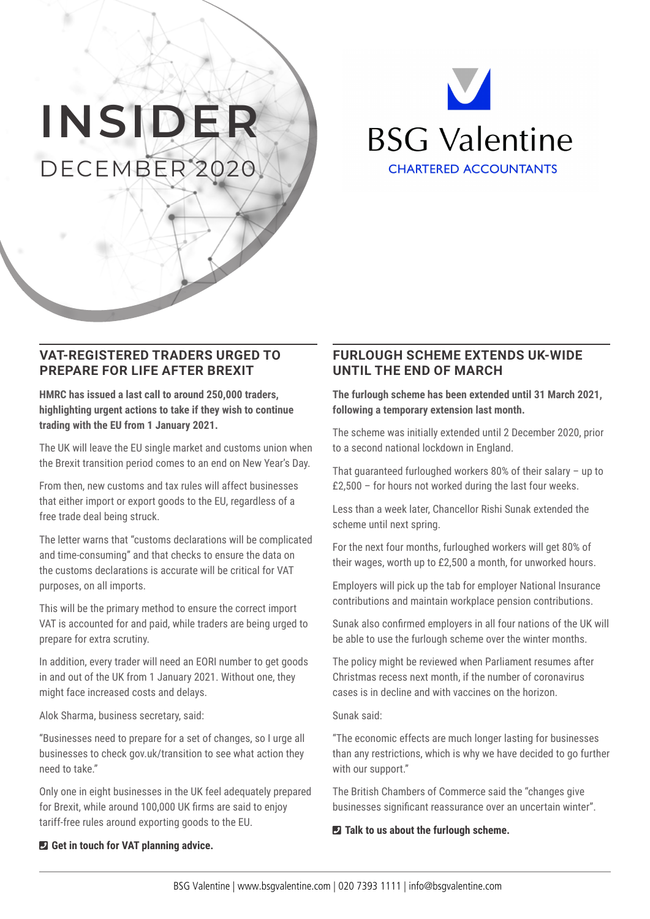# INSIDER

DECEMBER 2020

BSG Valentine

CHARTERED ACCOUNTANTS

## VAT-REGISTERED TRADERS URGED TO PREPARE FOR LIFE AFTER BREXIT

**HMRC has issued a last call to around 250,000 traders, highlighting urgent actions to take if they wish to continue trading with the EU from 1 January 2021.**

The UK will leave the EU single market and customs union when the Brexit transition period comes to an end on New Year's Day.

From then, new customs and tax rules will affect businesses that either import or export goods to the EU, regardless of a free trade deal being struck.

The letter warns that "customs declarations will be complicated and time-consuming" and that checks to ensure the data on the customs declarations is accurate will be critical for VAT purposes, on all imports.

This will be the primary method to ensure the correct import VAT is accounted for and paid, while traders are being urged to prepare for extra scrutiny.

In addition, every trader will need an EORI number to get goods in and out of the UK from 1 January 2021. Without one, they might face increased costs and delays.

Alok Sharma, business secretary, said:

"Businesses need to prepare for a set of changes, so I urge all businesses to check gov.uk/transition to see what action they need to take."

Only one in eight businesses in the UK feel adequately prepared for Brexit, while around 100,000 UK firms are said to enjoy tariff-free rules around exporting goods to the EU.

**Get in touch for VAT planning advice.**

## FURLOUGH SCHEME EXTENDS UK-WIDE UNTIL THE END OF MARCH

**The furlough scheme has been extended until 31 March 2021, following a temporary extension last month.**

The scheme was initially extended until 2 December 2020, prior to a second national lockdown in England.

That guaranteed furloughed workers 80% of their salary – up to £2,500 – for hours not worked during the last four weeks.

Less than a week later, Chancellor Rishi Sunak extended the scheme until next spring.

For the next four months, furloughed workers will get 80% of their wages, worth up to £2,500 a month, for unworked hours.

Employers will pick up the tab for employer National Insurance contributions and maintain workplace pension contributions.

Sunak also confirmed employers in all four nations of the UK will be able to use the furlough scheme over the winter months.

The policy might be reviewed when Parliament resumes after Christmas recess next month, if the number of coronavirus cases is in decline and with vaccines on the horizon.

Sunak said:

"The economic effects are much longer lasting for businesses than any restrictions, which is why we have decided to go further with our support."

The British Chambers of Commerce said the "changes give businesses significant reassurance over an uncertain winter".

**Talk to us about the furlough scheme.**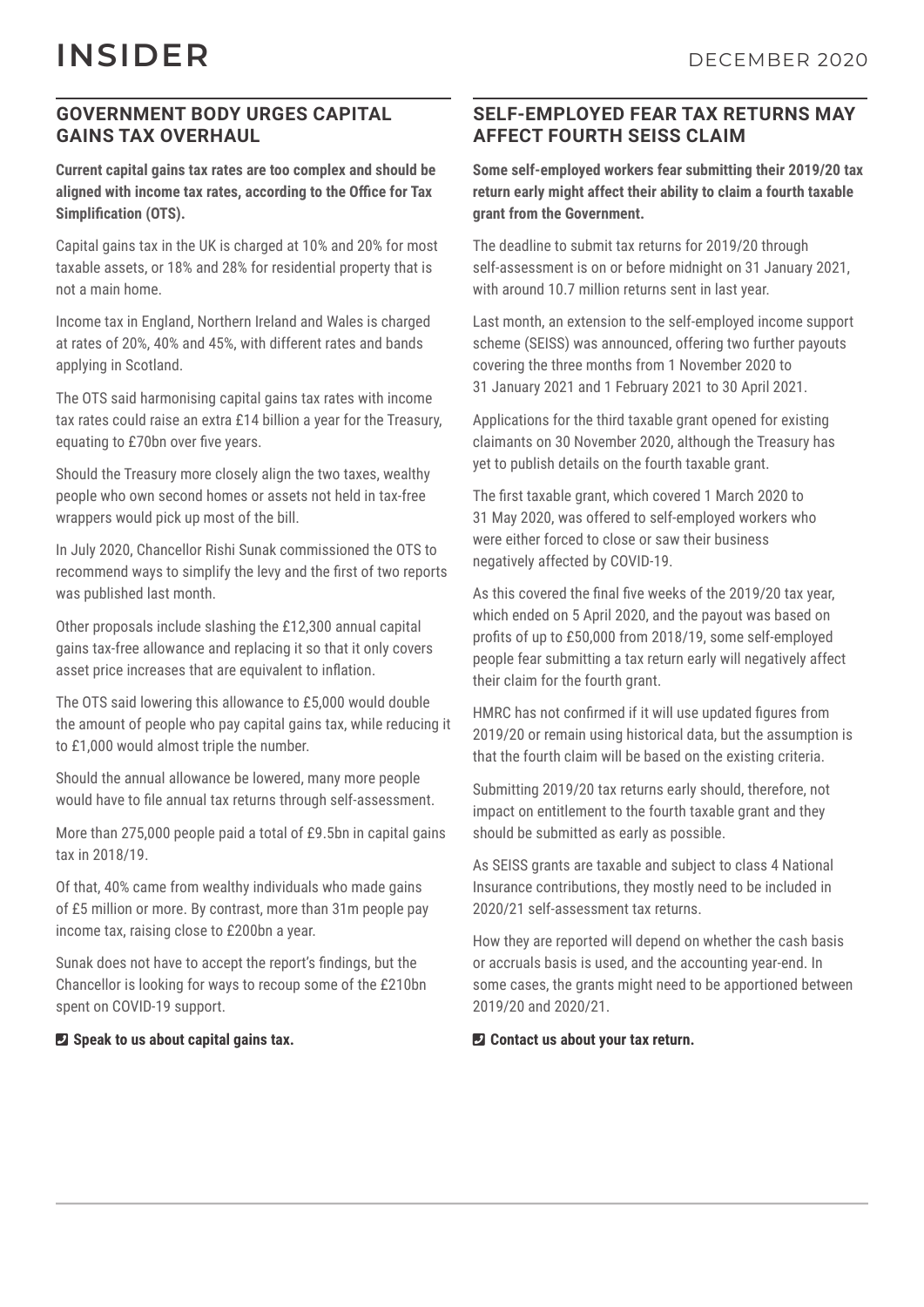## GOVERNMENT BODY URGES CAPITAL GAINS TAX OVERHAUL

**Current capital gains tax rates are too complex and should be aligned with income tax rates, according to the Office for Tax Simplification (OTS).**

Capital gains tax in the UK is charged at 10% and 20% for most taxable assets, or 18% and 28% for residential property that is not a main home.

Income tax in England, Northern Ireland and Wales is charged at rates of 20%, 40% and 45%, with different rates and bands applying in Scotland.

The OTS said harmonising capital gains tax rates with income tax rates could raise an extra £14 billion a year for the Treasury, equating to £70bn over five years.

Should the Treasury more closely align the two taxes, wealthy people who own second homes or assets not held in tax-free wrappers would pick up most of the bill.

In July 2020, Chancellor Rishi Sunak commissioned the OTS to recommend ways to simplify the levy and the first of two reports was published last month.

Other proposals include slashing the £12,300 annual capital gains tax-free allowance and replacing it so that it only covers asset price increases that are equivalent to inflation.

The OTS said lowering this allowance to £5,000 would double the amount of people who pay capital gains tax, while reducing it to £1,000 would almost triple the number.

Should the annual allowance be lowered, many more people would have to file annual tax returns through self-assessment.

More than 275,000 people paid a total of £9.5bn in capital gains tax in 2018/19.

Of that, 40% came from wealthy individuals who made gains of £5 million or more. By contrast, more than 31m people pay income tax, raising close to £200bn a year.

Sunak does not have to accept the report's findings, but the Chancellor is looking for ways to recoup some of the £210bn spent on COVID-19 support.

**Speak to us about capital gains tax.**

## SELF-EMPLOYED FEAR TAX RETURNS MAY AFFECT FOURTH SEISS CLAIM

**Some self-employed workers fear submitting their 2019/20 tax return early might affect their ability to claim a fourth taxable grant from the Government.**

The deadline to submit tax returns for 2019/20 through self-assessment is on or before midnight on 31 January 2021, with around 10.7 million returns sent in last year.

Last month, an extension to the self-employed income support scheme (SEISS) was announced, offering two further payouts covering the three months from 1 November 2020 to 31 January 2021 and 1 February 2021 to 30 April 2021.

Applications for the third taxable grant opened for existing claimants on 30 November 2020, although the Treasury has yet to publish details on the fourth taxable grant.

The first taxable grant, which covered 1 March 2020 to 31 May 2020, was offered to self-employed workers who were either forced to close or saw their business negatively affected by COVID-19.

As this covered the final five weeks of the 2019/20 tax year, which ended on 5 April 2020, and the payout was based on profits of up to £50,000 from 2018/19, some self-employed people fear submitting a tax return early will negatively affect their claim for the fourth grant.

HMRC has not confirmed if it will use updated figures from 2019/20 or remain using historical data, but the assumption is that the fourth claim will be based on the existing criteria.

Submitting 2019/20 tax returns early should, therefore, not impact on entitlement to the fourth taxable grant and they should be submitted as early as possible.

As SEISS grants are taxable and subject to class 4 National Insurance contributions, they mostly need to be included in 2020/21 self-assessment tax returns.

How they are reported will depend on whether the cash basis or accruals basis is used, and the accounting year-end. In some cases, the grants might need to be apportioned between 2019/20 and 2020/21.

**Contact us about your tax return.**